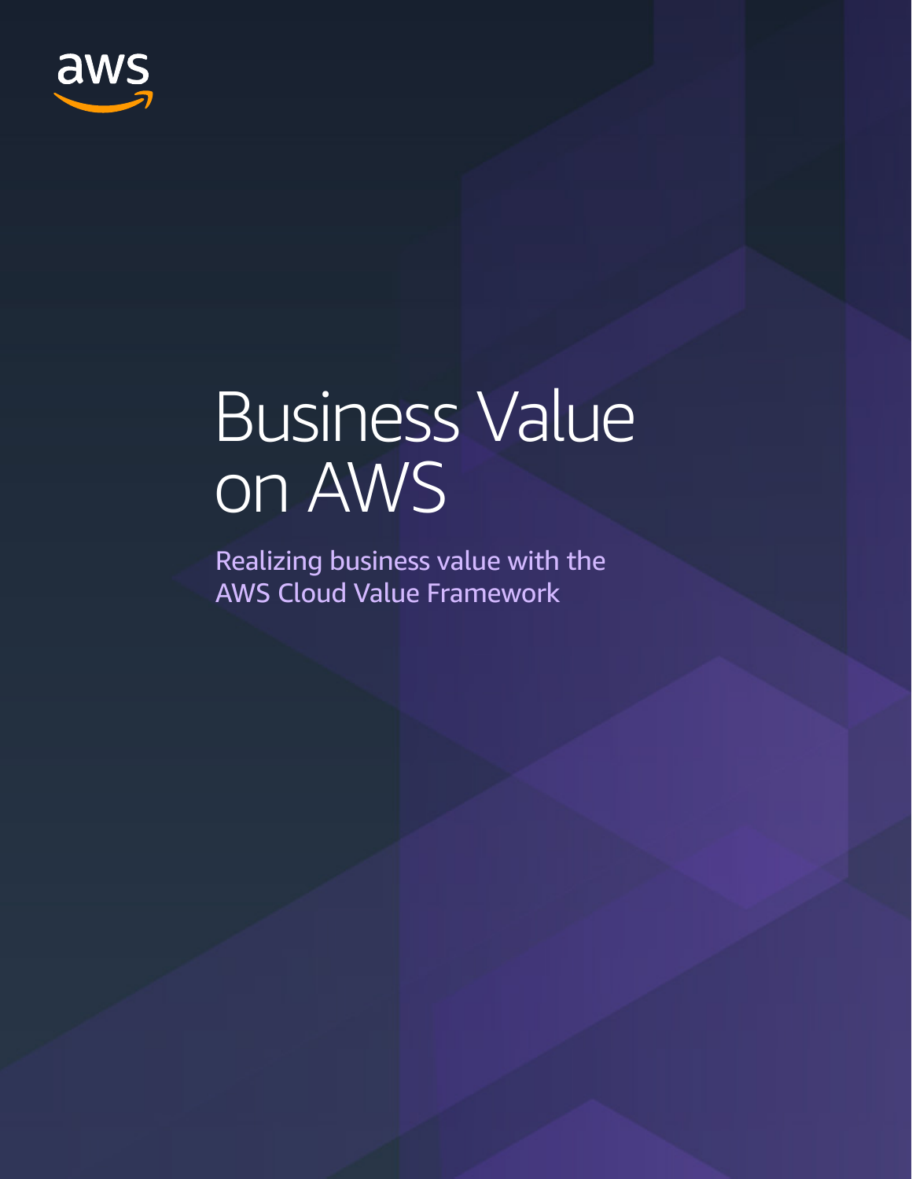aws

# Business Value on AWS

Realizing business value with the AWS Cloud Value Framework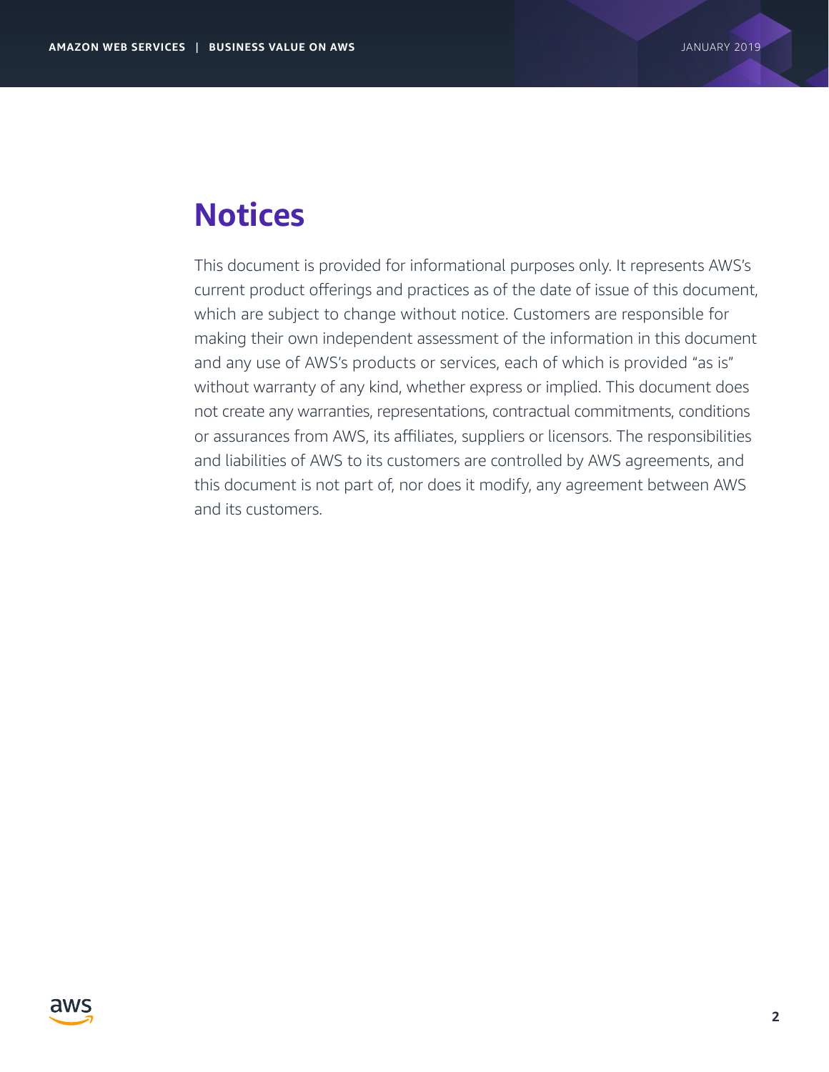# Notices

This document is provided for informational purposes only. It represents AWS's current product offerings and practices as of the date of issue of this document, which are subject to change without notice. Customers are responsible for making their own independent assessment of the information in this document and any use of AWS's products or services, each of which is provided "as is" without warranty of any kind, whether express or implied. This document does not create any warranties, representations, contractual commitments, conditions or assurances from AWS, its affiliates, suppliers or licensors. The responsibilities and liabilities of AWS to its customers are controlled by AWS agreements, and this document is not part of, nor does it modify, any agreement between AWS and its customers.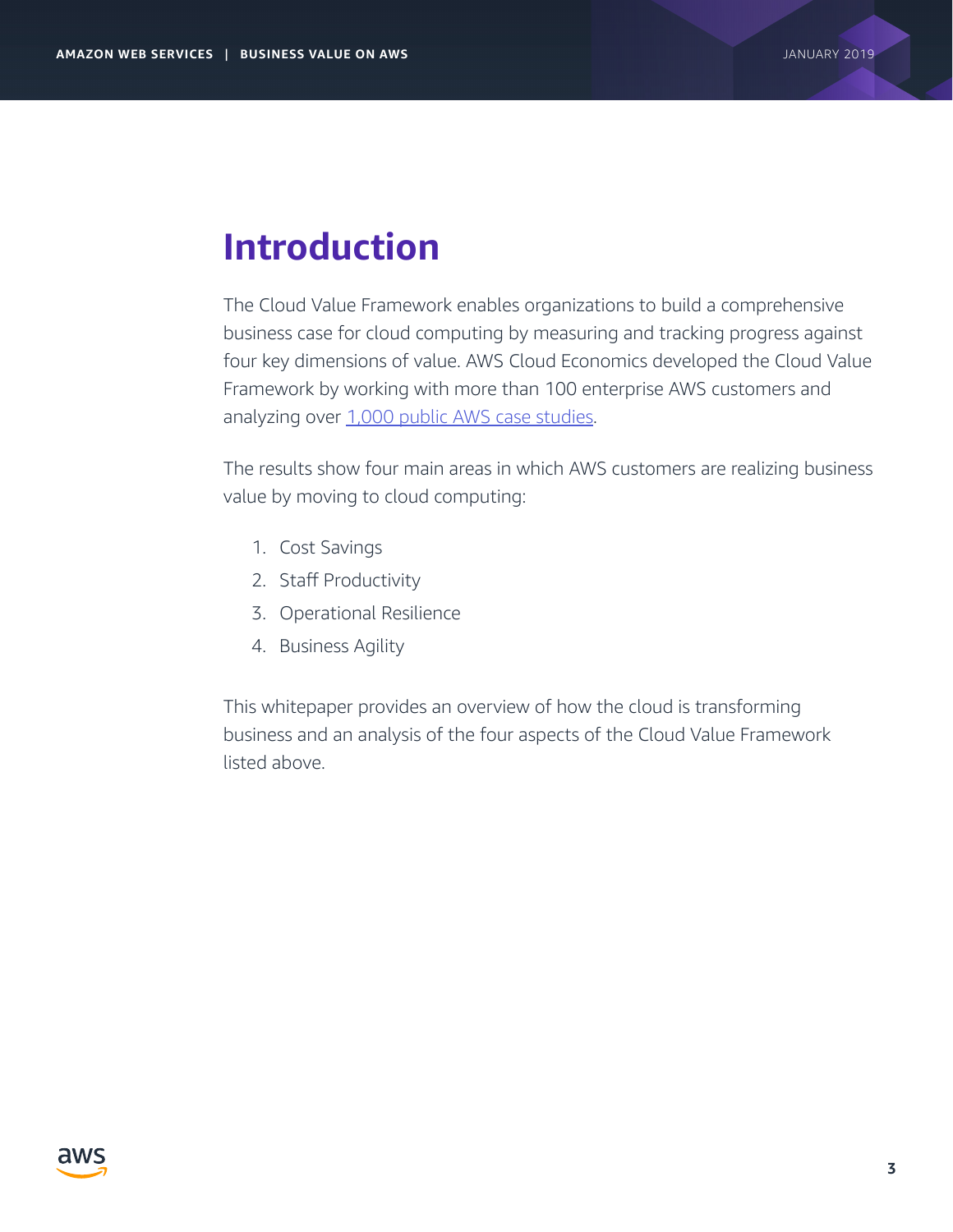# Introduction

The Cloud Value Framework enables organizations to build a comprehensive business case for cloud computing by measuring and tracking progress against four key dimensions of value. AWS Cloud Economics developed the Cloud Value Framework by working with more than 100 enterprise AWS customers and analyzing over 1,000 public AWS case studies.

The results show four main areas in which AWS customers are realizing business value by moving to cloud computing:

1. Cost Savings
2. Staff Productivity
3. Operational Resilience
4. Business Agility

This whitepaper provides an overview of how the cloud is transforming business and an analysis of the four aspects of the Cloud Value Framework listed above.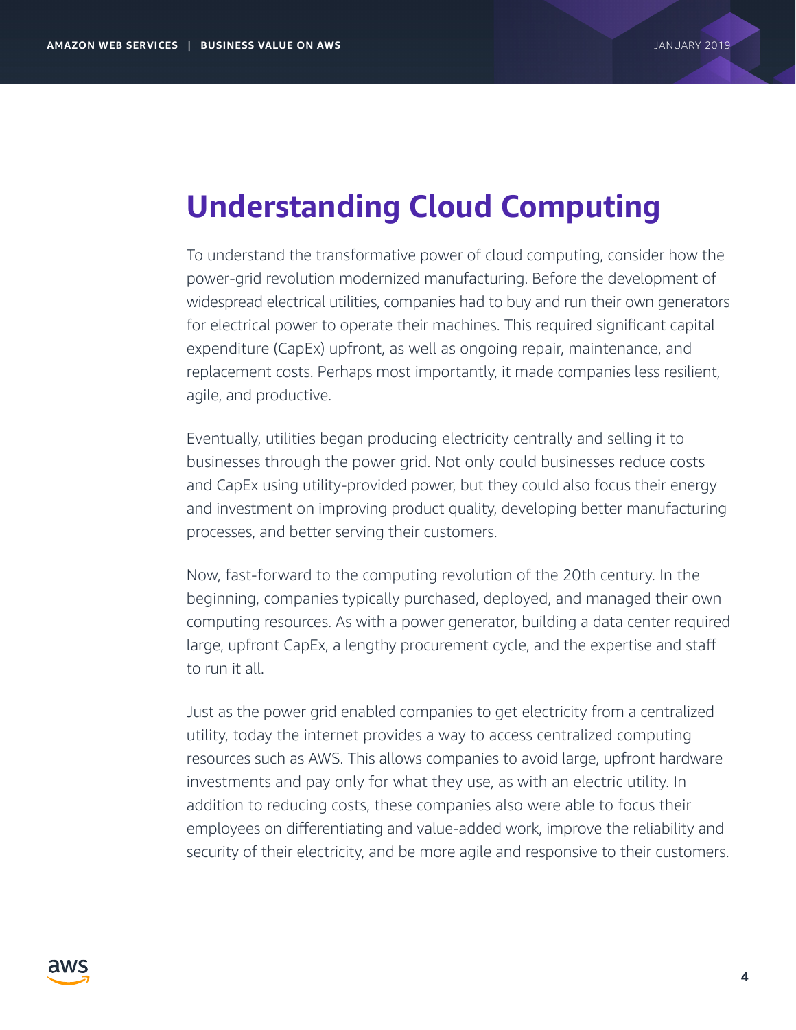# Understanding Cloud Computing

To understand the transformative power of cloud computing, consider how the power-grid revolution modernized manufacturing. Before the development of widespread electrical utilities, companies had to buy and run their own generators for electrical power to operate their machines. This required significant capital expenditure (CapEx) upfront, as well as ongoing repair, maintenance, and replacement costs. Perhaps most importantly, it made companies less resilient, agile, and productive.

Eventually, utilities began producing electricity centrally and selling it to businesses through the power grid. Not only could businesses reduce costs and CapEx using utility-provided power, but they could also focus their energy and investment on improving product quality, developing better manufacturing processes, and better serving their customers.

Now, fast-forward to the computing revolution of the 20th century. In the beginning, companies typically purchased, deployed, and managed their own computing resources. As with a power generator, building a data center required large, upfront CapEx, a lengthy procurement cycle, and the expertise and staff to run it all.

Just as the power grid enabled companies to get electricity from a centralized utility, today the internet provides a way to access centralized computing resources such as AWS. This allows companies to avoid large, upfront hardware investments and pay only for what they use, as with an electric utility. In addition to reducing costs, these companies also were able to focus their employees on differentiating and value-added work, improve the reliability and security of their electricity, and be more agile and responsive to their customers.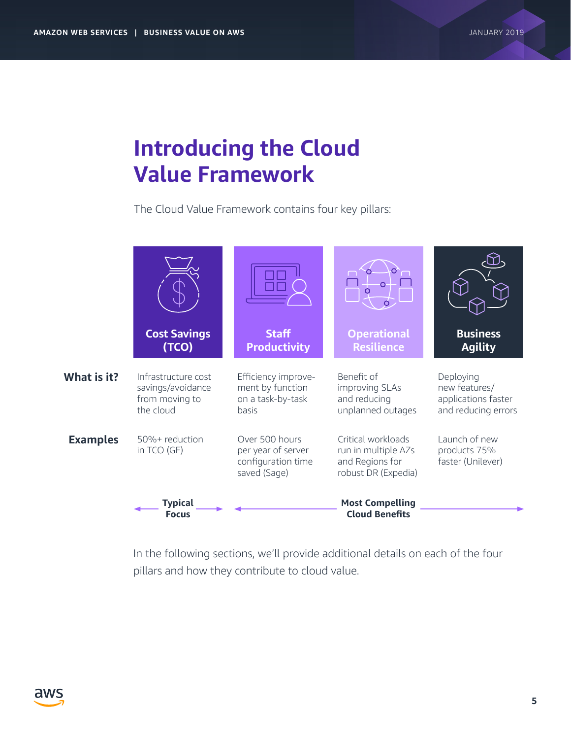# Introducing the Cloud Value Framework

The Cloud Value Framework contains four key pillars:

| | Cost Savings (TCO) | Staff Productivity | Operational Resilience | Business Agility |
|---|---|---|---|---|
| **What is it?** | Infrastructure cost savings/avoidance from moving to the cloud | Efficiency improvement by function on a task-by-task basis | Benefit of improving SLAs and reducing unplanned outages | Deploying new features/ applications faster and reducing errors |
| **Examples** | 50%+ reduction in TCO (GE) | Over 500 hours per year of server configuration time saved (Sage) | Critical workloads run in multiple AZs and Regions for robust DR (Expedia) | Launch of new products 75% faster (Unilever) |
| | **Typical Focus** | **Most Compelling Cloud Benefits** | | |

In the following sections, we'll provide additional details on each of the four pillars and how they contribute to cloud value.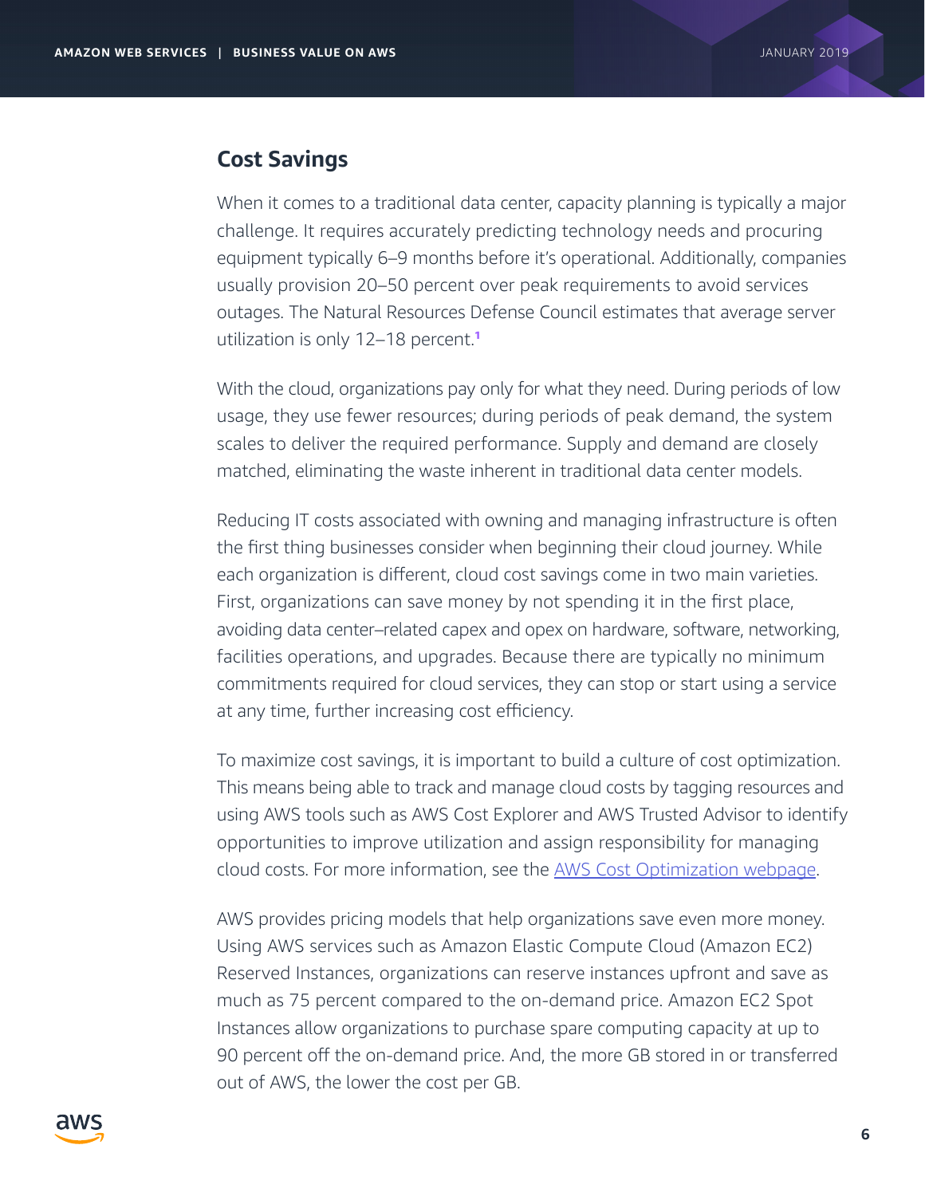## Cost Savings

When it comes to a traditional data center, capacity planning is typically a major challenge. It requires accurately predicting technology needs and procuring equipment typically 6–9 months before it's operational. Additionally, companies usually provision 20–50 percent over peak requirements to avoid services outages. The Natural Resources Defense Council estimates that average server utilization is only 12–18 percent.[1]

With the cloud, organizations pay only for what they need. During periods of low usage, they use fewer resources; during periods of peak demand, the system scales to deliver the required performance. Supply and demand are closely matched, eliminating the waste inherent in traditional data center models.

Reducing IT costs associated with owning and managing infrastructure is often the first thing businesses consider when beginning their cloud journey. While each organization is different, cloud cost savings come in two main varieties. First, organizations can save money by not spending it in the first place, avoiding data center–related capex and opex on hardware, software, networking, facilities operations, and upgrades. Because there are typically no minimum commitments required for cloud services, they can stop or start using a service at any time, further increasing cost efficiency.

To maximize cost savings, it is important to build a culture of cost optimization. This means being able to track and manage cloud costs by tagging resources and using AWS tools such as AWS Cost Explorer and AWS Trusted Advisor to identify opportunities to improve utilization and assign responsibility for managing cloud costs. For more information, see the AWS Cost Optimization webpage.

AWS provides pricing models that help organizations save even more money. Using AWS services such as Amazon Elastic Compute Cloud (Amazon EC2) Reserved Instances, organizations can reserve instances upfront and save as much as 75 percent compared to the on-demand price. Amazon EC2 Spot Instances allow organizations to purchase spare computing capacity at up to 90 percent off the on-demand price. And, the more GB stored in or transferred out of AWS, the lower the cost per GB.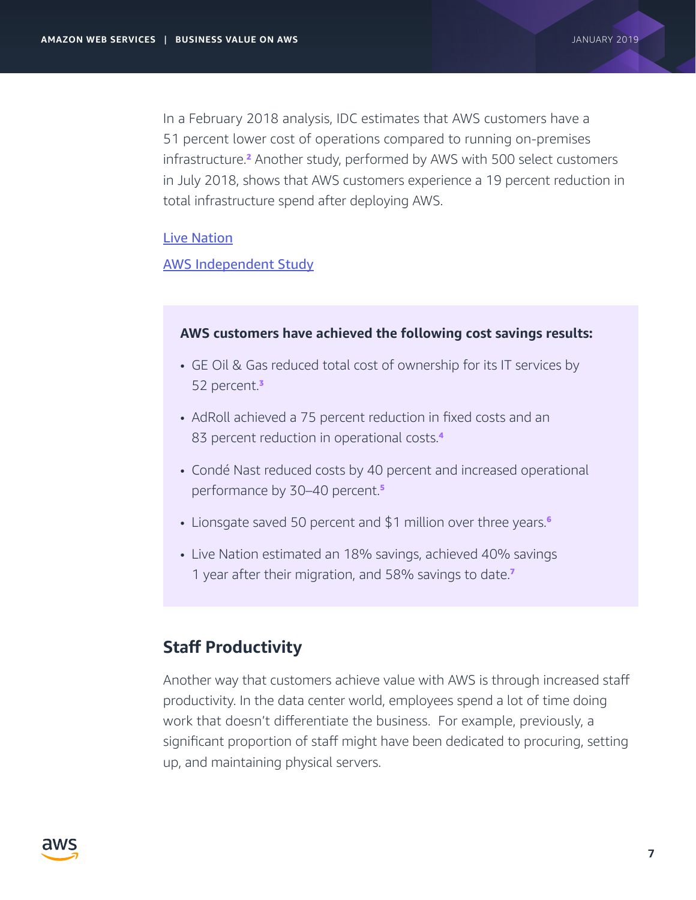In a February 2018 analysis, IDC estimates that AWS customers have a 51 percent lower cost of operations compared to running on-premises infrastructure.[2] Another study, performed by AWS with 500 select customers in July 2018, shows that AWS customers experience a 19 percent reduction in total infrastructure spend after deploying AWS.

Live Nation

AWS Independent Study

**AWS customers have achieved the following cost savings results:**

- GE Oil & Gas reduced total cost of ownership for its IT services by 52 percent.[3]
- AdRoll achieved a 75 percent reduction in fixed costs and an 83 percent reduction in operational costs.[4]
- Condé Nast reduced costs by 40 percent and increased operational performance by 30–40 percent.[5]
- Lionsgate saved 50 percent and $1 million over three years.[6]
- Live Nation estimated an 18% savings, achieved 40% savings 1 year after their migration, and 58% savings to date.[7]

## Staff Productivity

Another way that customers achieve value with AWS is through increased staff productivity. In the data center world, employees spend a lot of time doing work that doesn't differentiate the business. For example, previously, a significant proportion of staff might have been dedicated to procuring, setting up, and maintaining physical servers.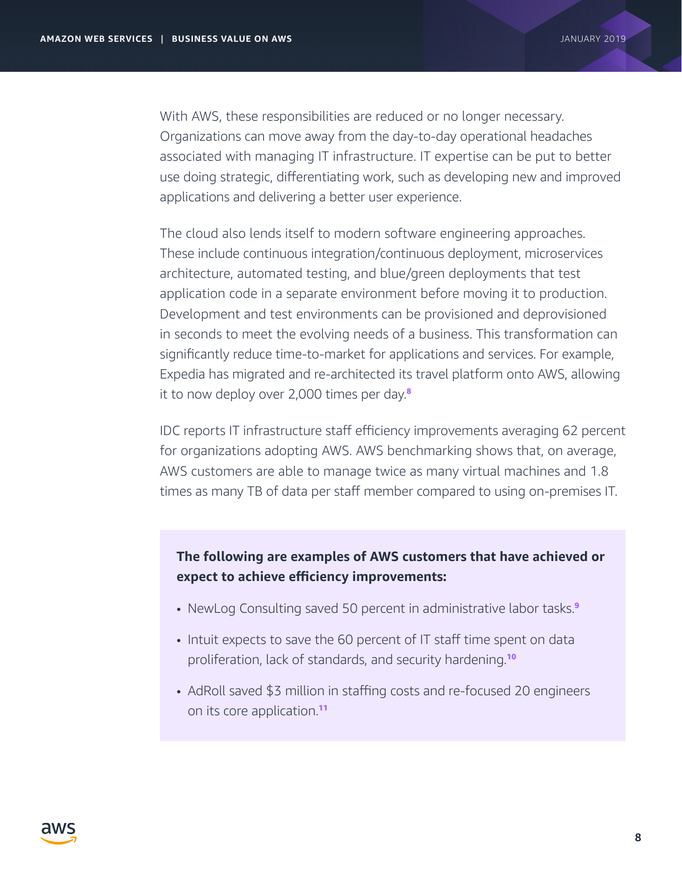With AWS, these responsibilities are reduced or no longer necessary. Organizations can move away from the day-to-day operational headaches associated with managing IT infrastructure. IT expertise can be put to better use doing strategic, differentiating work, such as developing new and improved applications and delivering a better user experience.

The cloud also lends itself to modern software engineering approaches. These include continuous integration/continuous deployment, microservices architecture, automated testing, and blue/green deployments that test application code in a separate environment before moving it to production. Development and test environments can be provisioned and deprovisioned in seconds to meet the evolving needs of a business. This transformation can significantly reduce time-to-market for applications and services. For example, Expedia has migrated and re-architected its travel platform onto AWS, allowing it to now deploy over 2,000 times per day.[8]

IDC reports IT infrastructure staff efficiency improvements averaging 62 percent for organizations adopting AWS. AWS benchmarking shows that, on average, AWS customers are able to manage twice as many virtual machines and 1.8 times as many TB of data per staff member compared to using on-premises IT.

**The following are examples of AWS customers that have achieved or expect to achieve efficiency improvements:**

- NewLog Consulting saved 50 percent in administrative labor tasks.[9]
- Intuit expects to save the 60 percent of IT staff time spent on data proliferation, lack of standards, and security hardening.[10]
- AdRoll saved $3 million in staffing costs and re-focused 20 engineers on its core application.[11]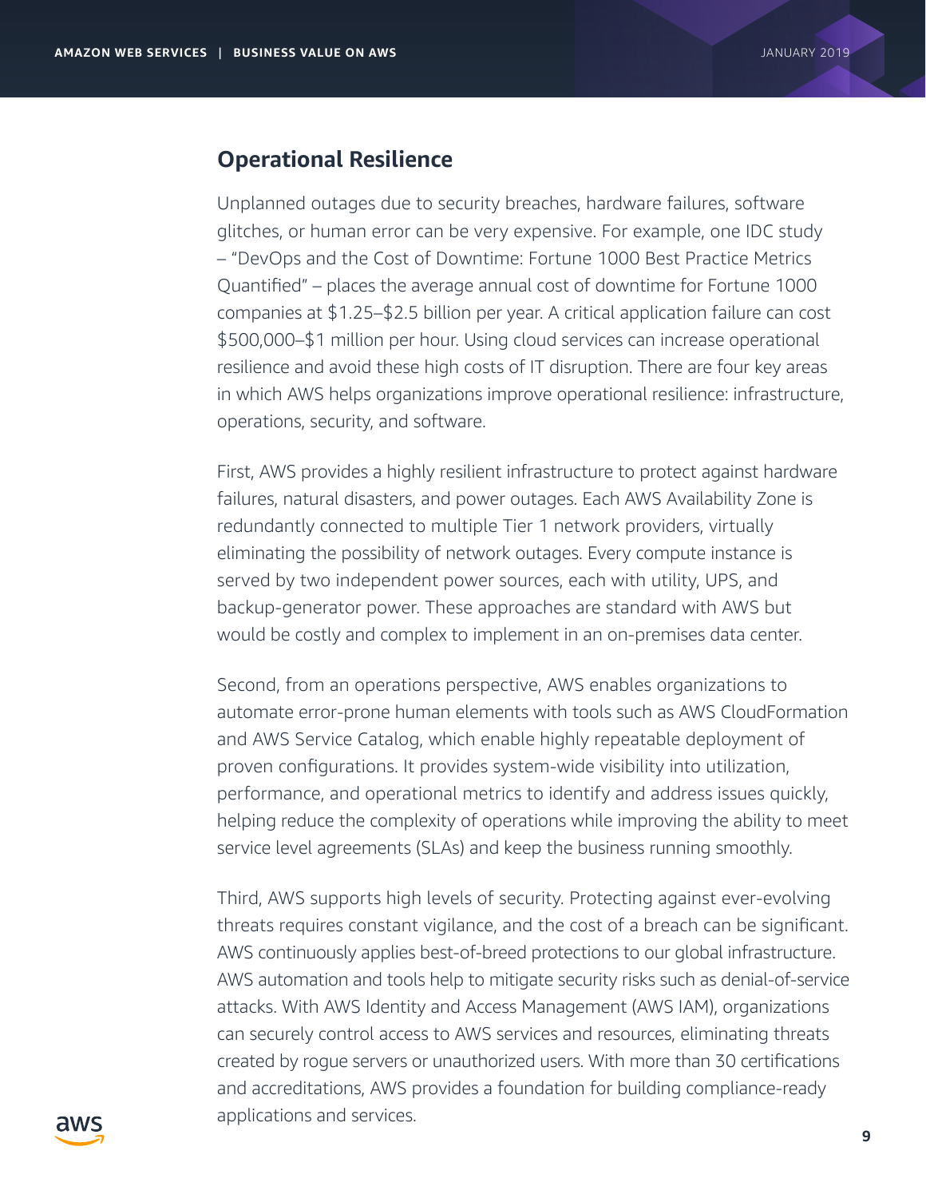## Operational Resilience

Unplanned outages due to security breaches, hardware failures, software glitches, or human error can be very expensive. For example, one IDC study – "DevOps and the Cost of Downtime: Fortune 1000 Best Practice Metrics Quantified" – places the average annual cost of downtime for Fortune 1000 companies at $1.25–$2.5 billion per year. A critical application failure can cost $500,000–$1 million per hour. Using cloud services can increase operational resilience and avoid these high costs of IT disruption. There are four key areas in which AWS helps organizations improve operational resilience: infrastructure, operations, security, and software.

First, AWS provides a highly resilient infrastructure to protect against hardware failures, natural disasters, and power outages. Each AWS Availability Zone is redundantly connected to multiple Tier 1 network providers, virtually eliminating the possibility of network outages. Every compute instance is served by two independent power sources, each with utility, UPS, and backup-generator power. These approaches are standard with AWS but would be costly and complex to implement in an on-premises data center.

Second, from an operations perspective, AWS enables organizations to automate error-prone human elements with tools such as AWS CloudFormation and AWS Service Catalog, which enable highly repeatable deployment of proven configurations. It provides system-wide visibility into utilization, performance, and operational metrics to identify and address issues quickly, helping reduce the complexity of operations while improving the ability to meet service level agreements (SLAs) and keep the business running smoothly.

Third, AWS supports high levels of security. Protecting against ever-evolving threats requires constant vigilance, and the cost of a breach can be significant. AWS continuously applies best-of-breed protections to our global infrastructure. AWS automation and tools help to mitigate security risks such as denial-of-service attacks. With AWS Identity and Access Management (AWS IAM), organizations can securely control access to AWS services and resources, eliminating threats created by rogue servers or unauthorized users. With more than 30 certifications and accreditations, AWS provides a foundation for building compliance-ready applications and services.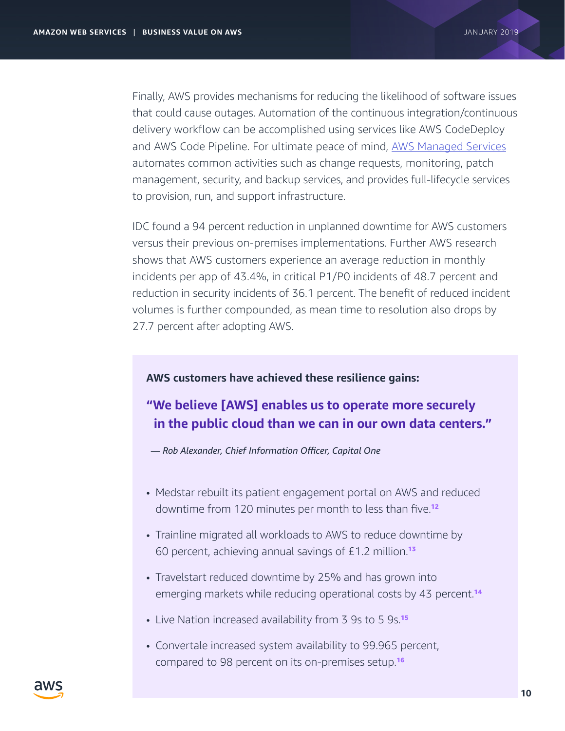Finally, AWS provides mechanisms for reducing the likelihood of software issues that could cause outages. Automation of the continuous integration/continuous delivery workflow can be accomplished using services like AWS CodeDeploy and AWS Code Pipeline. For ultimate peace of mind, AWS Managed Services automates common activities such as change requests, monitoring, patch management, security, and backup services, and provides full-lifecycle services to provision, run, and support infrastructure.

IDC found a 94 percent reduction in unplanned downtime for AWS customers versus their previous on-premises implementations. Further AWS research shows that AWS customers experience an average reduction in monthly incidents per app of 43.4%, in critical P1/P0 incidents of 48.7 percent and reduction in security incidents of 36.1 percent. The benefit of reduced incident volumes is further compounded, as mean time to resolution also drops by 27.7 percent after adopting AWS.

**AWS customers have achieved these resilience gains:**

**"We believe [AWS] enables us to operate more securely in the public cloud than we can in our own data centers."**

*— Rob Alexander, Chief Information Officer, Capital One*

- Medstar rebuilt its patient engagement portal on AWS and reduced downtime from 120 minutes per month to less than five.[12]
- Trainline migrated all workloads to AWS to reduce downtime by 60 percent, achieving annual savings of £1.2 million.[13]
- Travelstart reduced downtime by 25% and has grown into emerging markets while reducing operational costs by 43 percent.[14]
- Live Nation increased availability from 3 9s to 5 9s.[15]
- Convertale increased system availability to 99.965 percent, compared to 98 percent on its on-premises setup.[16]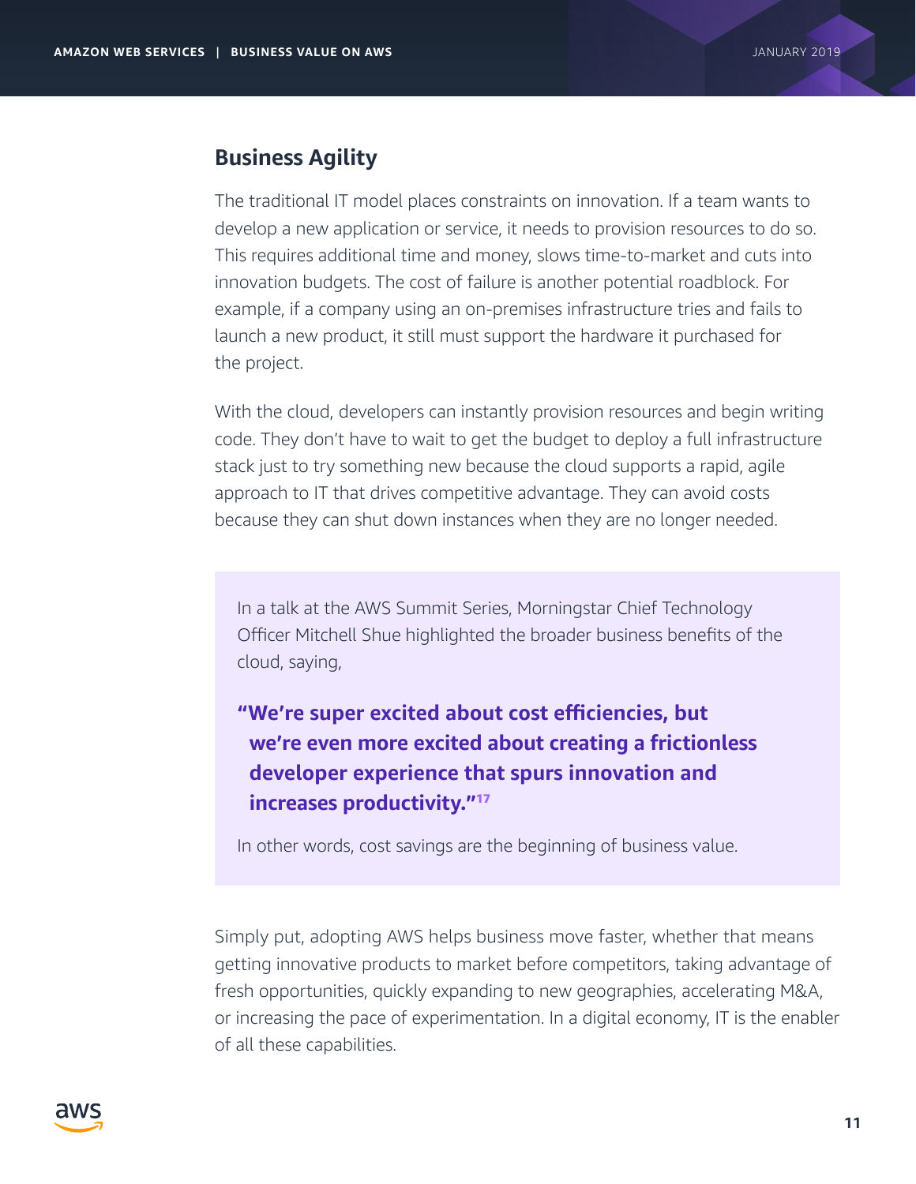## Business Agility

The traditional IT model places constraints on innovation. If a team wants to develop a new application or service, it needs to provision resources to do so. This requires additional time and money, slows time-to-market and cuts into innovation budgets. The cost of failure is another potential roadblock. For example, if a company using an on-premises infrastructure tries and fails to launch a new product, it still must support the hardware it purchased for the project.

With the cloud, developers can instantly provision resources and begin writing code. They don't have to wait to get the budget to deploy a full infrastructure stack just to try something new because the cloud supports a rapid, agile approach to IT that drives competitive advantage. They can avoid costs because they can shut down instances when they are no longer needed.

> In a talk at the AWS Summit Series, Morningstar Chief Technology Officer Mitchell Shue highlighted the broader business benefits of the cloud, saying,
>
> **"We're super excited about cost efficiencies, but we're even more excited about creating a frictionless developer experience that spurs innovation and increases productivity."**[17]
>
> In other words, cost savings are the beginning of business value.

Simply put, adopting AWS helps business move faster, whether that means getting innovative products to market before competitors, taking advantage of fresh opportunities, quickly expanding to new geographies, accelerating M&A, or increasing the pace of experimentation. In a digital economy, IT is the enabler of all these capabilities.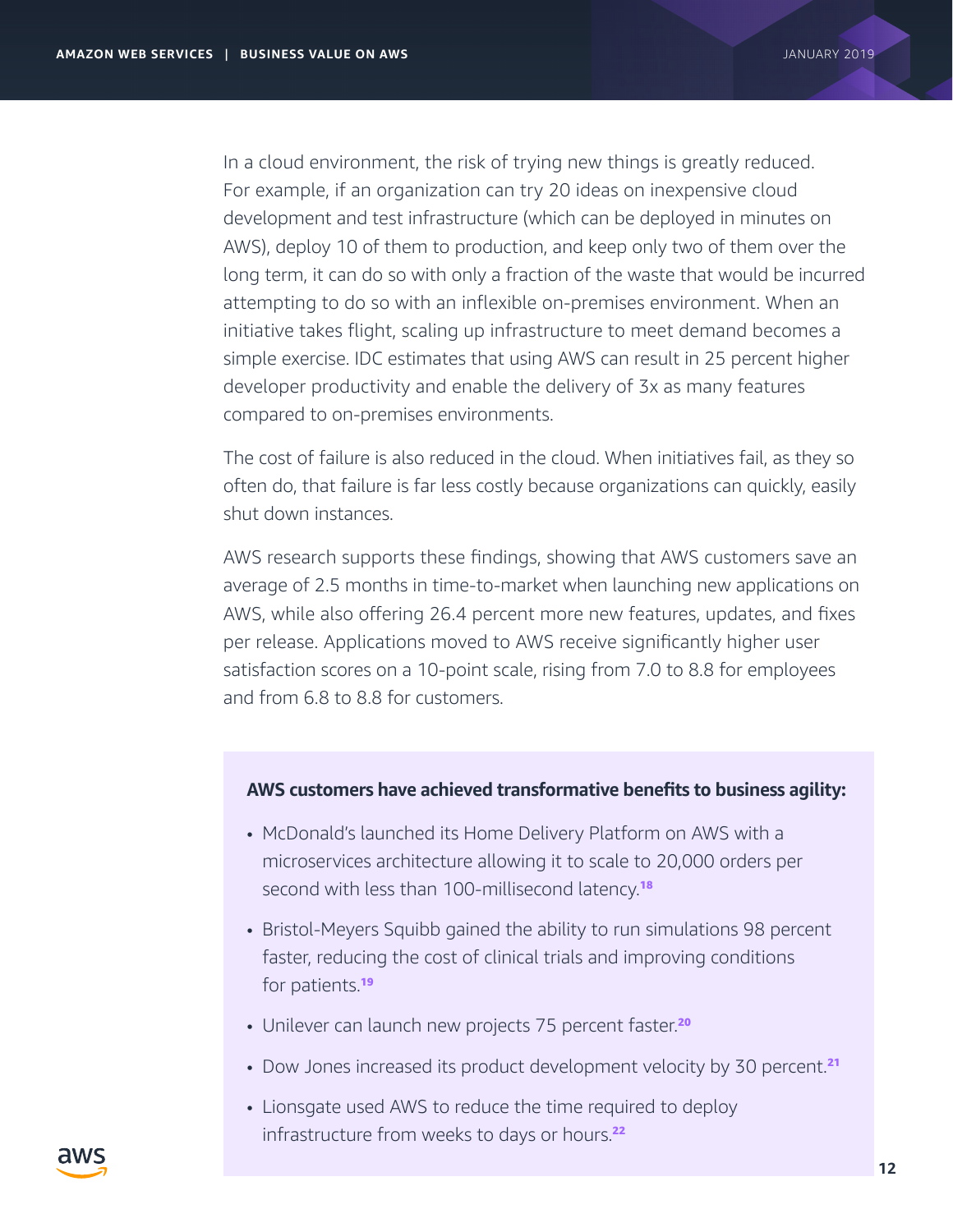In a cloud environment, the risk of trying new things is greatly reduced. For example, if an organization can try 20 ideas on inexpensive cloud development and test infrastructure (which can be deployed in minutes on AWS), deploy 10 of them to production, and keep only two of them over the long term, it can do so with only a fraction of the waste that would be incurred attempting to do so with an inflexible on-premises environment. When an initiative takes flight, scaling up infrastructure to meet demand becomes a simple exercise. IDC estimates that using AWS can result in 25 percent higher developer productivity and enable the delivery of 3x as many features compared to on-premises environments.

The cost of failure is also reduced in the cloud. When initiatives fail, as they so often do, that failure is far less costly because organizations can quickly, easily shut down instances.

AWS research supports these findings, showing that AWS customers save an average of 2.5 months in time-to-market when launching new applications on AWS, while also offering 26.4 percent more new features, updates, and fixes per release. Applications moved to AWS receive significantly higher user satisfaction scores on a 10-point scale, rising from 7.0 to 8.8 for employees and from 6.8 to 8.8 for customers.

**AWS customers have achieved transformative benefits to business agility:**

- McDonald's launched its Home Delivery Platform on AWS with a microservices architecture allowing it to scale to 20,000 orders per second with less than 100-millisecond latency.[18]
- Bristol-Meyers Squibb gained the ability to run simulations 98 percent faster, reducing the cost of clinical trials and improving conditions for patients.[19]
- Unilever can launch new projects 75 percent faster.[20]
- Dow Jones increased its product development velocity by 30 percent.[21]
- Lionsgate used AWS to reduce the time required to deploy infrastructure from weeks to days or hours.[22]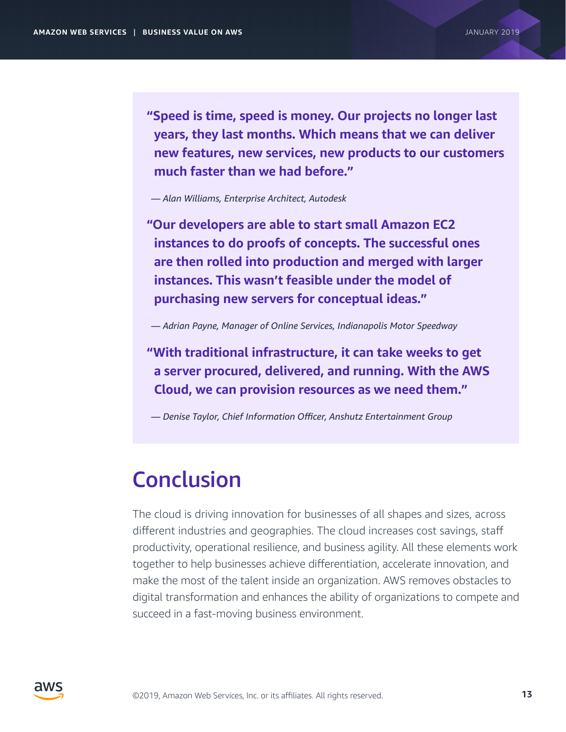**"Speed is time, speed is money. Our projects no longer last years, they last months. Which means that we can deliver new features, new services, new products to our customers much faster than we had before."**

*— Alan Williams, Enterprise Architect, Autodesk*

**"Our developers are able to start small Amazon EC2 instances to do proofs of concepts. The successful ones are then rolled into production and merged with larger instances. This wasn't feasible under the model of purchasing new servers for conceptual ideas."**

*— Adrian Payne, Manager of Online Services, Indianapolis Motor Speedway*

**"With traditional infrastructure, it can take weeks to get a server procured, delivered, and running. With the AWS Cloud, we can provision resources as we need them."**

*— Denise Taylor, Chief Information Officer, Anshutz Entertainment Group*

# Conclusion

The cloud is driving innovation for businesses of all shapes and sizes, across different industries and geographies. The cloud increases cost savings, staff productivity, operational resilience, and business agility. All these elements work together to help businesses achieve differentiation, accelerate innovation, and make the most of the talent inside an organization. AWS removes obstacles to digital transformation and enhances the ability of organizations to compete and succeed in a fast-moving business environment.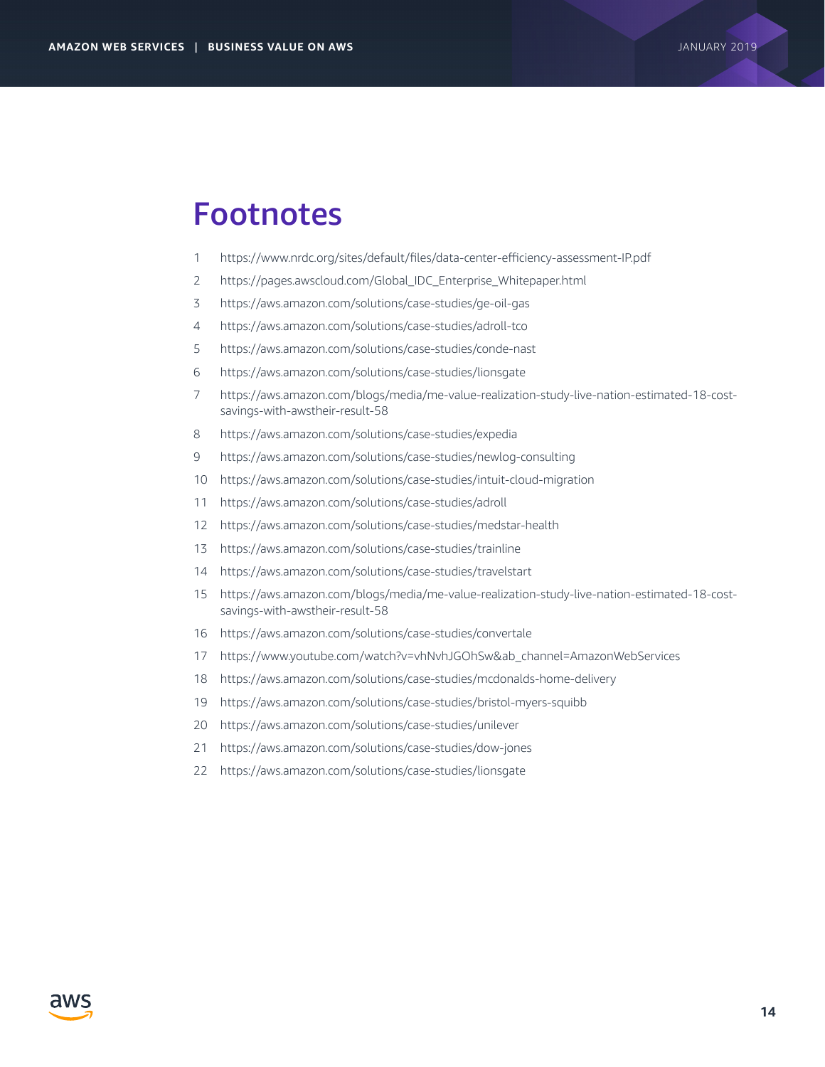# Footnotes

1 https://www.nrdc.org/sites/default/files/data-center-efficiency-assessment-IP.pdf

2 https://pages.awscloud.com/Global_IDC_Enterprise_Whitepaper.html

3 https://aws.amazon.com/solutions/case-studies/ge-oil-gas

4 https://aws.amazon.com/solutions/case-studies/adroll-tco

5 https://aws.amazon.com/solutions/case-studies/conde-nast

6 https://aws.amazon.com/solutions/case-studies/lionsgate

7 https://aws.amazon.com/blogs/media/me-value-realization-study-live-nation-estimated-18-cost-savings-with-awstheir-result-58

8 https://aws.amazon.com/solutions/case-studies/expedia

9 https://aws.amazon.com/solutions/case-studies/newlog-consulting

10 https://aws.amazon.com/solutions/case-studies/intuit-cloud-migration

11 https://aws.amazon.com/solutions/case-studies/adroll

12 https://aws.amazon.com/solutions/case-studies/medstar-health

13 https://aws.amazon.com/solutions/case-studies/trainline

14 https://aws.amazon.com/solutions/case-studies/travelstart

15 https://aws.amazon.com/blogs/media/me-value-realization-study-live-nation-estimated-18-cost-savings-with-awstheir-result-58

16 https://aws.amazon.com/solutions/case-studies/convertale

17 https://www.youtube.com/watch?v=vhNvhJGOhSw&ab_channel=AmazonWebServices

18 https://aws.amazon.com/solutions/case-studies/mcdonalds-home-delivery

19 https://aws.amazon.com/solutions/case-studies/bristol-myers-squibb

20 https://aws.amazon.com/solutions/case-studies/unilever

21 https://aws.amazon.com/solutions/case-studies/dow-jones

22 https://aws.amazon.com/solutions/case-studies/lionsgate